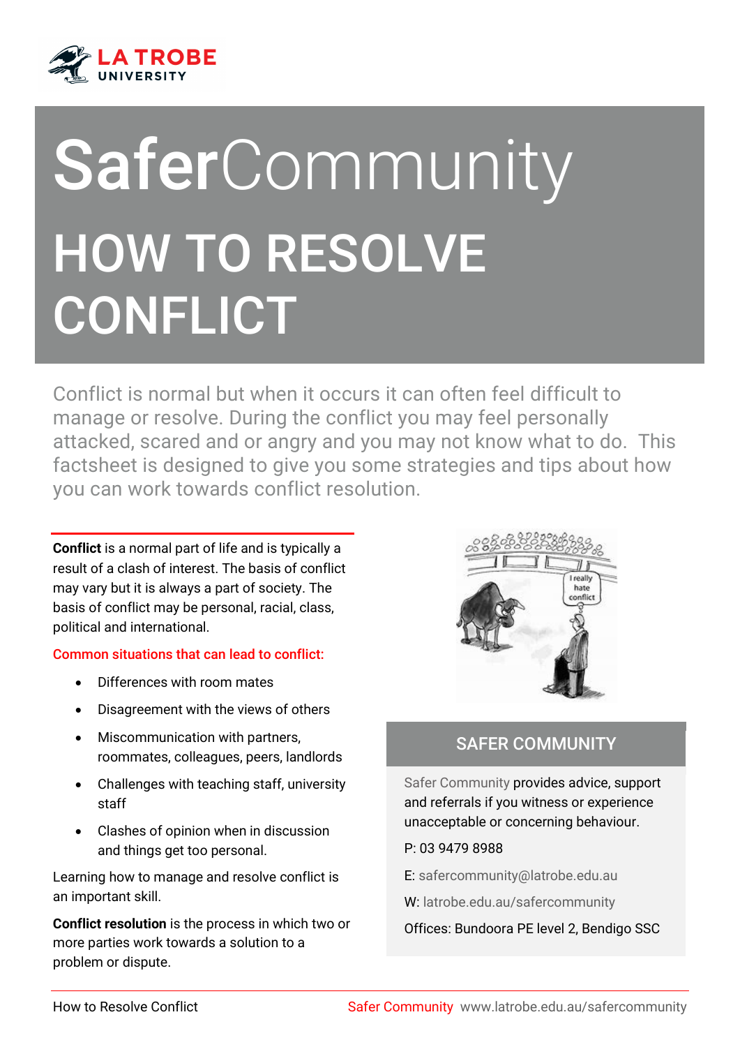# **Safer**Community

# HOW TO RESOLVE CONFLICT

Conflict is normal but when it occurs it can often feel difficult to manage or resolve. During the conflict you may feel personally attacked, scared and or angry and you may not know what to do. This factsheet is designed to give you some strategies and tips about how you can work towards conflict resolution.

**Conflict** is a normal part of life and is typically a result of a clash of interest. The basis of conflict may vary but it is always a part of society. The basis of conflict may be personal, racial, class, political and international.

Common situations that can lead to conflict:

- Differences with room mates
- Disagreement with the views of others
- Miscommunication with partners, roommates, colleagues, peers, landlords
- Challenges with teaching staff, university staff
- Clashes of opinion when in discussion and things get too personal.

Learning how to manage and resolve conflict is an important skill.

**Conflict resolution** is the process in which two or more parties work towards a solution to a problem or dispute.

## SAFER COMMUNITY

Safer Community provides advice, support and referrals if you witness or experience unacceptable or concerning behaviour.

P: 03 9479 8988

E: safercommunity@latrobe.edu.au

W: latrobe.edu.au/safercommunity

Offices: Bundoora PE level 2, Bendigo SSC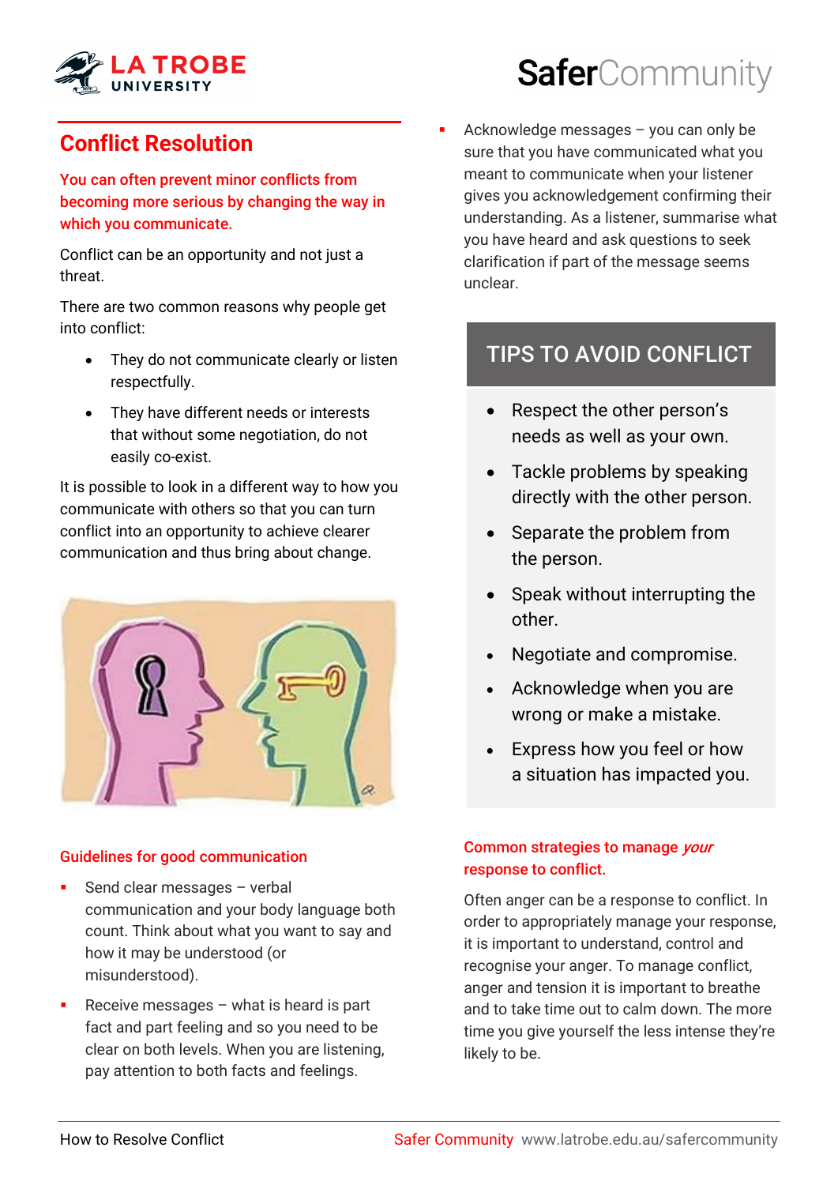# Conflict Resolution

**You can often prevent minor conflicts from becoming more serious by changing the way in which you communicate.**

Conflict can be an opportunity and not just a threat.

There are two common reasons why people get into conflict:

- They do not communicate clearly or listen respectfully.
- They have different needs or interests that without some negotiation, do not easily co-exist.

It is possible to look in a different way to how you communicate with others so that you can turn conflict into an opportunity to achieve clearer communication and thus bring about change.

## Guidelines for good communication

- Send clear messages – verbal communication and your body language both count. Think about what you want to say and how it may be understood (or misunderstood).
- Receive messages – what is heard is part fact and part feeling and so you need to be clear on both levels. When you are listening, pay attention to both facts and feelings.
- Acknowledge messages – you can only be sure that you have communicated what you meant to communicate when your listener gives you acknowledgement confirming their understanding. As a listener, summarise what you have heard and ask questions to seek clarification if part of the message seems unclear.

## TIPS TO AVOID CONFLICT

- Respect the other person's needs as well as your own.
- Tackle problems by speaking directly with the other person.
- Separate the problem from the person.
- Speak without interrupting the other.
- Negotiate and compromise.
- Acknowledge when you are wrong or make a mistake.
- Express how you feel or how a situation has impacted you.

## Common strategies to manage *your* response to conflict.

Often anger can be a response to conflict. In order to appropriately manage your response, it is important to understand, control and recognise your anger. To manage conflict, anger and tension it is important to breathe and to take time out to calm down. The more time you give yourself the less intense they're likely to be.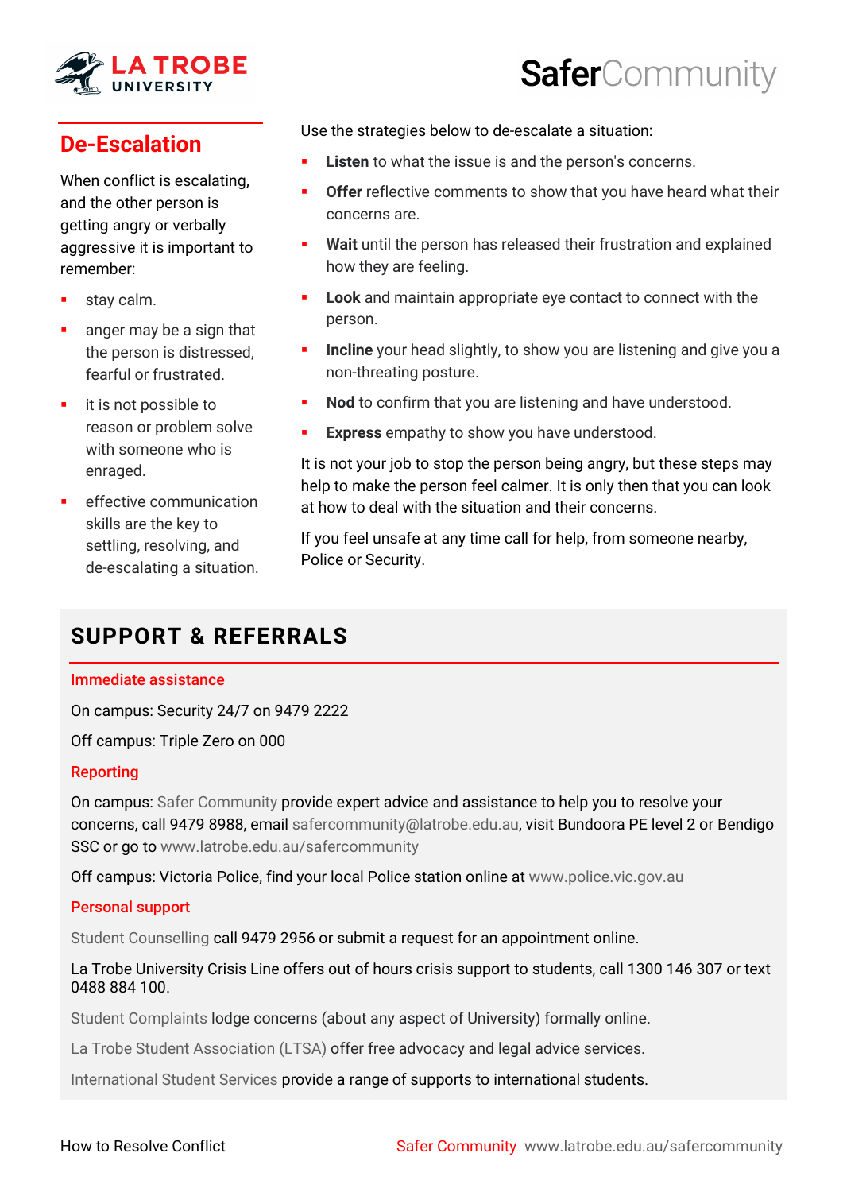## De-Escalation

When conflict is escalating, and the other person is getting angry or verbally aggressive it is important to remember:

- stay calm.
- anger may be a sign that the person is distressed, fearful or frustrated.
- it is not possible to reason or problem solve with someone who is enraged.
- effective communication skills are the key to settling, resolving, and de-escalating a situation.

Use the strategies below to de-escalate a situation:

- **Listen** to what the issue is and the person's concerns.
- **Offer** reflective comments to show that you have heard what their concerns are.
- **Wait** until the person has released their frustration and explained how they are feeling.
- **Look** and maintain appropriate eye contact to connect with the person.
- **Incline** your head slightly, to show you are listening and give you a non-threating posture.
- **Nod** to confirm that you are listening and have understood.
- **Express** empathy to show you have understood.

It is not your job to stop the person being angry, but these steps may help to make the person feel calmer. It is only then that you can look at how to deal with the situation and their concerns.

If you feel unsafe at any time call for help, from someone nearby, Police or Security.

## SUPPORT & REFERRALS

### Immediate assistance

On campus: Security 24/7 on 9479 2222

Off campus: Triple Zero on 000

### Reporting

On campus: Safer Community provide expert advice and assistance to help you to resolve your concerns, call 9479 8988, email safercommunity@latrobe.edu.au, visit Bundoora PE level 2 or Bendigo SSC or go to www.latrobe.edu.au/safercommunity

Off campus: Victoria Police, find your local Police station online at www.police.vic.gov.au

### Personal support

Student Counselling call 9479 2956 or submit a request for an appointment online.

La Trobe University Crisis Line offers out of hours crisis support to students, call 1300 146 307 or text 0488 884 100.

Student Complaints lodge concerns (about any aspect of University) formally online.

La Trobe Student Association (LTSA) offer free advocacy and legal advice services.

International Student Services provide a range of supports to international students.